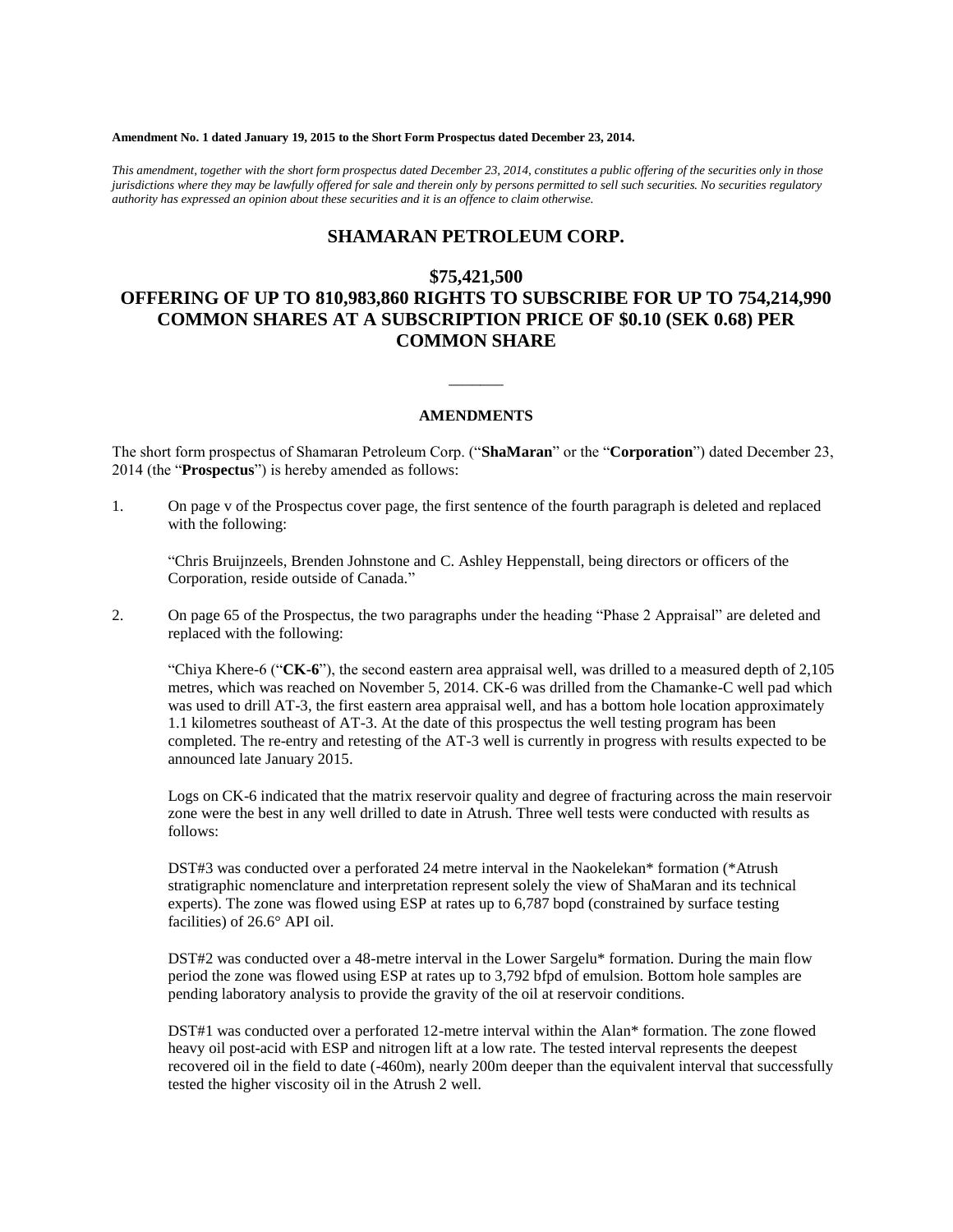**Amendment No. 1 dated January 19, 2015 to the Short Form Prospectus dated December 23, 2014.**

*This amendment, together with the short form prospectus dated December 23, 2014, constitutes a public offering of the securities only in those jurisdictions where they may be lawfully offered for sale and therein only by persons permitted to sell such securities. No securities regulatory authority has expressed an opinion about these securities and it is an offence to claim otherwise.*

# SHAMARAN PETROLEUM CORP.

## $75,421,500
## OFFERING OF UP TO 810,983,860 RIGHTS TO SUBSCRIBE FOR UP TO 754,214,990 COMMON SHARES AT A SUBSCRIPTION PRICE OF $0.10 (SEK 0.68) PER COMMON SHARE

---

### AMENDMENTS

The short form prospectus of Shamaran Petroleum Corp. ("**ShaMaran**" or the "**Corporation**") dated December 23, 2014 (the "**Prospectus**") is hereby amended as follows:

1. On page v of the Prospectus cover page, the first sentence of the fourth paragraph is deleted and replaced with the following:

   "Chris Bruijnzeels, Brenden Johnstone and C. Ashley Heppenstall, being directors or officers of the Corporation, reside outside of Canada."

2. On page 65 of the Prospectus, the two paragraphs under the heading "Phase 2 Appraisal" are deleted and replaced with the following:

   "Chiya Khere-6 ("**CK-6**"), the second eastern area appraisal well, was drilled to a measured depth of 2,105 metres, which was reached on November 5, 2014. CK-6 was drilled from the Chamanke-C well pad which was used to drill AT-3, the first eastern area appraisal well, and has a bottom hole location approximately 1.1 kilometres southeast of AT-3. At the date of this prospectus the well testing program has been completed. The re-entry and retesting of the AT-3 well is currently in progress with results expected to be announced late January 2015.

   Logs on CK-6 indicated that the matrix reservoir quality and degree of fracturing across the main reservoir zone were the best in any well drilled to date in Atrush. Three well tests were conducted with results as follows:

   DST#3 was conducted over a perforated 24 metre interval in the Naokelekan* formation (*Atrush stratigraphic nomenclature and interpretation represent solely the view of ShaMaran and its technical experts). The zone was flowed using ESP at rates up to 6,787 bopd (constrained by surface testing facilities) of 26.6° API oil.

   DST#2 was conducted over a 48-metre interval in the Lower Sargelu* formation. During the main flow period the zone was flowed using ESP at rates up to 3,792 bfpd of emulsion. Bottom hole samples are pending laboratory analysis to provide the gravity of the oil at reservoir conditions.

   DST#1 was conducted over a perforated 12-metre interval within the Alan* formation. The zone flowed heavy oil post-acid with ESP and nitrogen lift at a low rate. The tested interval represents the deepest recovered oil in the field to date (-460m), nearly 200m deeper than the equivalent interval that successfully tested the higher viscosity oil in the Atrush 2 well.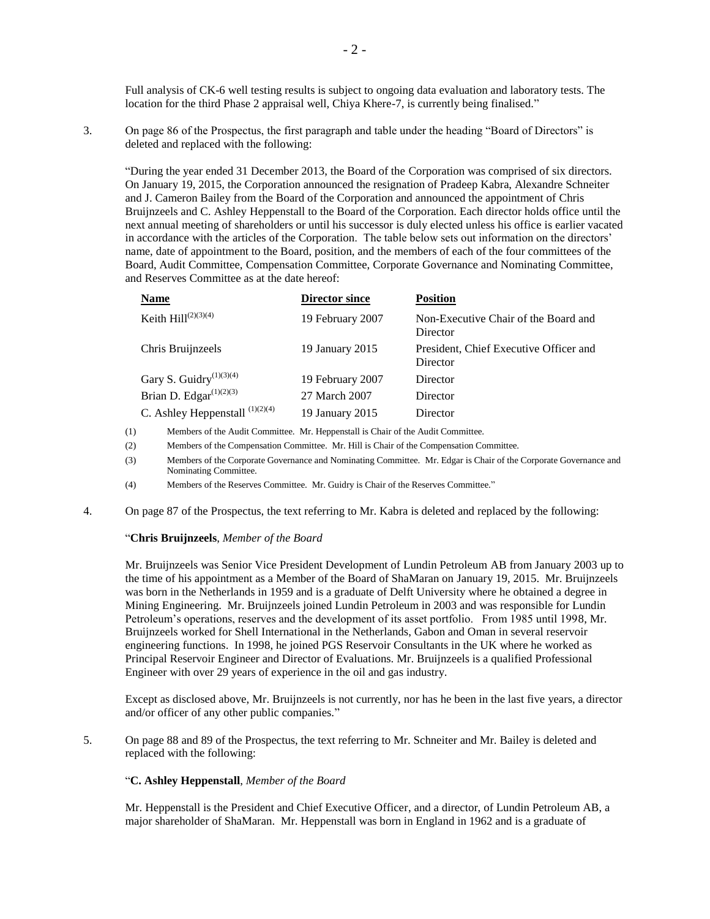Full analysis of CK-6 well testing results is subject to ongoing data evaluation and laboratory tests. The location for the third Phase 2 appraisal well, Chiya Khere-7, is currently being finalised."

3. On page 86 of the Prospectus, the first paragraph and table under the heading "Board of Directors" is deleted and replaced with the following:

"During the year ended 31 December 2013, the Board of the Corporation was comprised of six directors. On January 19, 2015, the Corporation announced the resignation of Pradeep Kabra, Alexandre Schneiter and J. Cameron Bailey from the Board of the Corporation and announced the appointment of Chris Bruijnzeels and C. Ashley Heppenstall to the Board of the Corporation. Each director holds office until the next annual meeting of shareholders or until his successor is duly elected unless his office is earlier vacated in accordance with the articles of the Corporation. The table below sets out information on the directors' name, date of appointment to the Board, position, and the members of each of the four committees of the Board, Audit Committee, Compensation Committee, Corporate Governance and Nominating Committee, and Reserves Committee as at the date hereof:

| **Name** | **Director since** | **Position** |
|---|---|---|
| Keith Hill(2)(3)(4) | 19 February 2007 | Non-Executive Chair of the Board and Director |
| Chris Bruijnzeels | 19 January 2015 | President, Chief Executive Officer and Director |
| Gary S. Guidry(1)(3)(4) | 19 February 2007 | Director |
| Brian D. Edgar(1)(2)(3) | 27 March 2007 | Director |
| C. Ashley Heppenstall (1)(2)(4) | 19 January 2015 | Director |

(1) Members of the Audit Committee. Mr. Heppenstall is Chair of the Audit Committee.

(2) Members of the Compensation Committee. Mr. Hill is Chair of the Compensation Committee.

(3) Members of the Corporate Governance and Nominating Committee. Mr. Edgar is Chair of the Corporate Governance and Nominating Committee.

(4) Members of the Reserves Committee. Mr. Guidry is Chair of the Reserves Committee."

4. On page 87 of the Prospectus, the text referring to Mr. Kabra is deleted and replaced by the following:

"**Chris Bruijnzeels**, *Member of the Board*

Mr. Bruijnzeels was Senior Vice President Development of Lundin Petroleum AB from January 2003 up to the time of his appointment as a Member of the Board of ShaMaran on January 19, 2015. Mr. Bruijnzeels was born in the Netherlands in 1959 and is a graduate of Delft University where he obtained a degree in Mining Engineering. Mr. Bruijnzeels joined Lundin Petroleum in 2003 and was responsible for Lundin Petroleum's operations, reserves and the development of its asset portfolio. From 1985 until 1998, Mr. Bruijnzeels worked for Shell International in the Netherlands, Gabon and Oman in several reservoir engineering functions. In 1998, he joined PGS Reservoir Consultants in the UK where he worked as Principal Reservoir Engineer and Director of Evaluations. Mr. Bruijnzeels is a qualified Professional Engineer with over 29 years of experience in the oil and gas industry.

Except as disclosed above, Mr. Bruijnzeels is not currently, nor has he been in the last five years, a director and/or officer of any other public companies."

5. On page 88 and 89 of the Prospectus, the text referring to Mr. Schneiter and Mr. Bailey is deleted and replaced with the following:

"**C. Ashley Heppenstall**, *Member of the Board*

Mr. Heppenstall is the President and Chief Executive Officer, and a director, of Lundin Petroleum AB, a major shareholder of ShaMaran. Mr. Heppenstall was born in England in 1962 and is a graduate of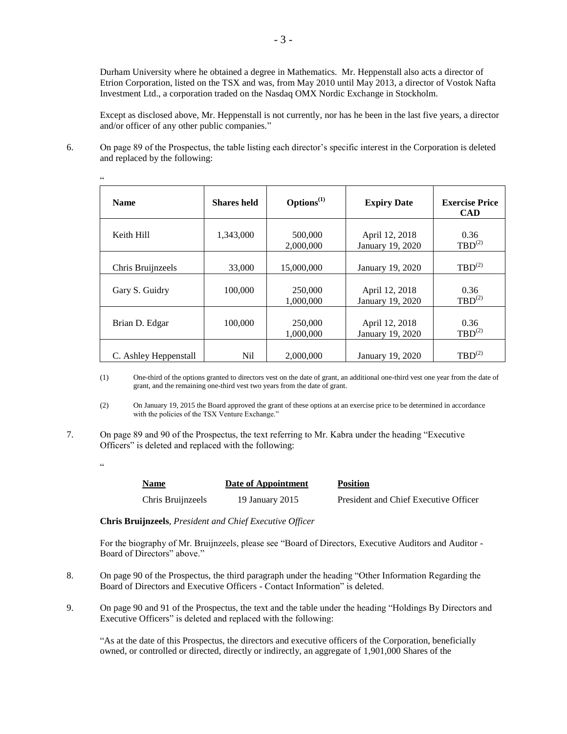Durham University where he obtained a degree in Mathematics. Mr. Heppenstall also acts a director of Etrion Corporation, listed on the TSX and was, from May 2010 until May 2013, a director of Vostok Nafta Investment Ltd., a corporation traded on the Nasdaq OMX Nordic Exchange in Stockholm.

Except as disclosed above, Mr. Heppenstall is not currently, nor has he been in the last five years, a director and/or officer of any other public companies."

6. On page 89 of the Prospectus, the table listing each director's specific interest in the Corporation is deleted and replaced by the following:

"

| Name | Shares held | Options(1) | Expiry Date | Exercise Price CAD |
|---|---|---|---|---|
| Keith Hill | 1,343,000 | 500,000<br>2,000,000 | April 12, 2018<br>January 19, 2020 | 0.36<br>TBD(2) |
| Chris Bruijnzeels | 33,000 | 15,000,000 | January 19, 2020 | TBD(2) |
| Gary S. Guidry | 100,000 | 250,000<br>1,000,000 | April 12, 2018<br>January 19, 2020 | 0.36<br>TBD(2) |
| Brian D. Edgar | 100,000 | 250,000<br>1,000,000 | April 12, 2018<br>January 19, 2020 | 0.36<br>TBD(2) |
| C. Ashley Heppenstall | Nil | 2,000,000 | January 19, 2020 | TBD(2) |

(1) One-third of the options granted to directors vest on the date of grant, an additional one-third vest one year from the date of grant, and the remaining one-third vest two years from the date of grant.

(2) On January 19, 2015 the Board approved the grant of these options at an exercise price to be determined in accordance with the policies of the TSX Venture Exchange."

7. On page 89 and 90 of the Prospectus, the text referring to Mr. Kabra under the heading "Executive Officers" is deleted and replaced with the following:

"

| Name | Date of Appointment | Position |
|---|---|---|
| Chris Bruijnzeels | 19 January 2015 | President and Chief Executive Officer |

**Chris Bruijnzeels**, *President and Chief Executive Officer*

For the biography of Mr. Bruijnzeels, please see "Board of Directors, Executive Auditors and Auditor - Board of Directors" above."

8. On page 90 of the Prospectus, the third paragraph under the heading "Other Information Regarding the Board of Directors and Executive Officers - Contact Information" is deleted.

9. On page 90 and 91 of the Prospectus, the text and the table under the heading "Holdings By Directors and Executive Officers" is deleted and replaced with the following:

"As at the date of this Prospectus, the directors and executive officers of the Corporation, beneficially owned, or controlled or directed, directly or indirectly, an aggregate of 1,901,000 Shares of the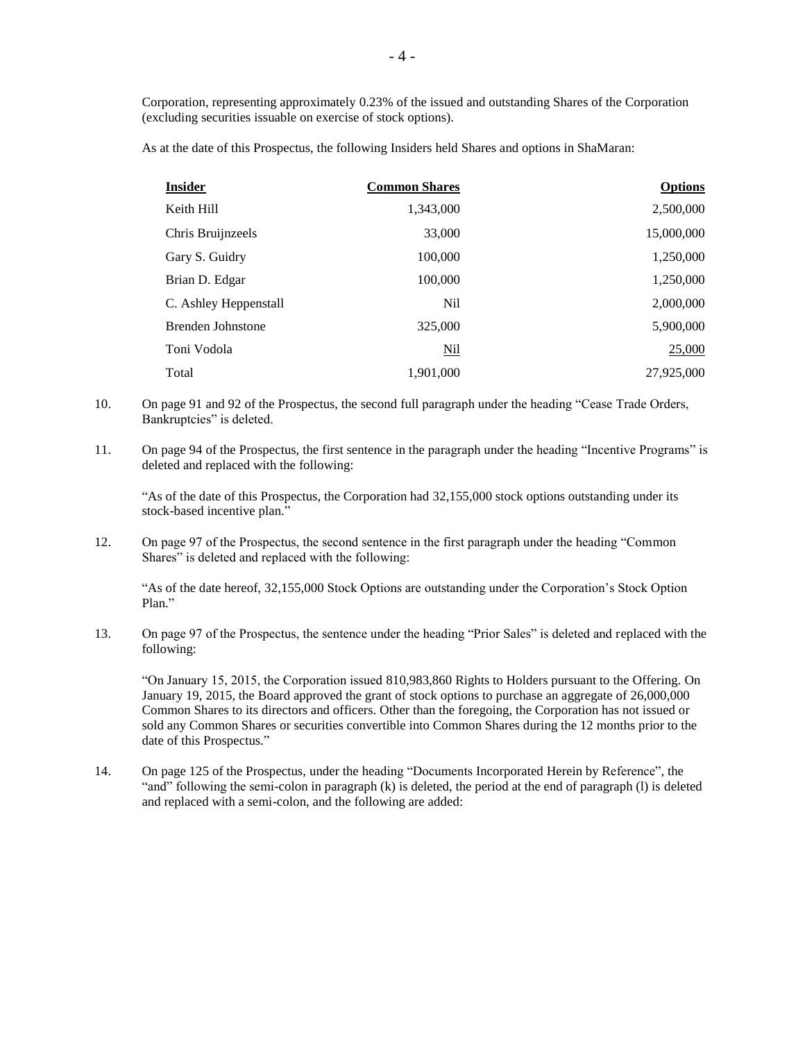Corporation, representing approximately 0.23% of the issued and outstanding Shares of the Corporation (excluding securities issuable on exercise of stock options).

As at the date of this Prospectus, the following Insiders held Shares and options in ShaMaran:

| Insider | Common Shares | Options |
|---|---|---|
| Keith Hill | 1,343,000 | 2,500,000 |
| Chris Bruijnzeels | 33,000 | 15,000,000 |
| Gary S. Guidry | 100,000 | 1,250,000 |
| Brian D. Edgar | 100,000 | 1,250,000 |
| C. Ashley Heppenstall | Nil | 2,000,000 |
| Brenden Johnstone | 325,000 | 5,900,000 |
| Toni Vodola | Nil | 25,000 |
| Total | 1,901,000 | 27,925,000 |

10. On page 91 and 92 of the Prospectus, the second full paragraph under the heading "Cease Trade Orders, Bankruptcies" is deleted.

11. On page 94 of the Prospectus, the first sentence in the paragraph under the heading "Incentive Programs" is deleted and replaced with the following:

    "As of the date of this Prospectus, the Corporation had 32,155,000 stock options outstanding under its stock-based incentive plan."

12. On page 97 of the Prospectus, the second sentence in the first paragraph under the heading "Common Shares" is deleted and replaced with the following:

    "As of the date hereof, 32,155,000 Stock Options are outstanding under the Corporation's Stock Option Plan."

13. On page 97 of the Prospectus, the sentence under the heading "Prior Sales" is deleted and replaced with the following:

    "On January 15, 2015, the Corporation issued 810,983,860 Rights to Holders pursuant to the Offering. On January 19, 2015, the Board approved the grant of stock options to purchase an aggregate of 26,000,000 Common Shares to its directors and officers. Other than the foregoing, the Corporation has not issued or sold any Common Shares or securities convertible into Common Shares during the 12 months prior to the date of this Prospectus."

14. On page 125 of the Prospectus, under the heading "Documents Incorporated Herein by Reference", the "and" following the semi-colon in paragraph (k) is deleted, the period at the end of paragraph (l) is deleted and replaced with a semi-colon, and the following are added: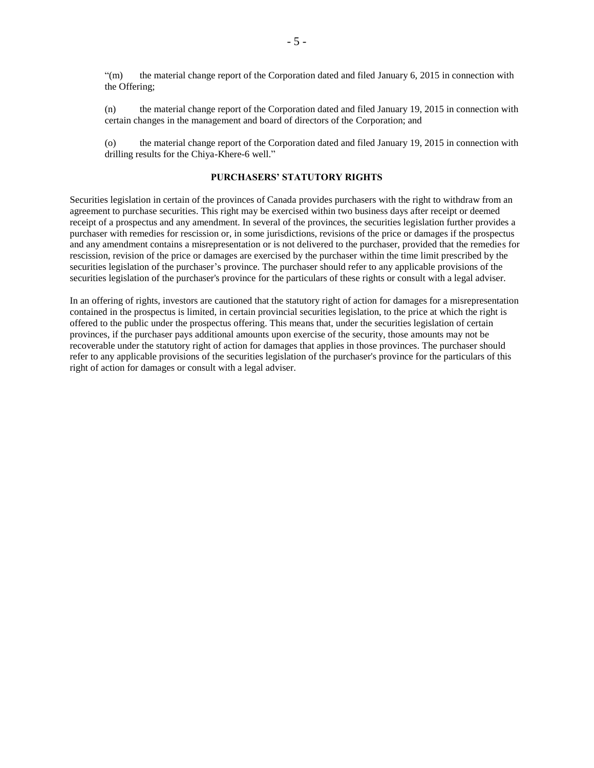"(m) the material change report of the Corporation dated and filed January 6, 2015 in connection with the Offering;

(n) the material change report of the Corporation dated and filed January 19, 2015 in connection with certain changes in the management and board of directors of the Corporation; and

(o) the material change report of the Corporation dated and filed January 19, 2015 in connection with drilling results for the Chiya-Khere-6 well."

## PURCHASERS' STATUTORY RIGHTS

Securities legislation in certain of the provinces of Canada provides purchasers with the right to withdraw from an agreement to purchase securities. This right may be exercised within two business days after receipt or deemed receipt of a prospectus and any amendment. In several of the provinces, the securities legislation further provides a purchaser with remedies for rescission or, in some jurisdictions, revisions of the price or damages if the prospectus and any amendment contains a misrepresentation or is not delivered to the purchaser, provided that the remedies for rescission, revision of the price or damages are exercised by the purchaser within the time limit prescribed by the securities legislation of the purchaser's province. The purchaser should refer to any applicable provisions of the securities legislation of the purchaser's province for the particulars of these rights or consult with a legal adviser.

In an offering of rights, investors are cautioned that the statutory right of action for damages for a misrepresentation contained in the prospectus is limited, in certain provincial securities legislation, to the price at which the right is offered to the public under the prospectus offering. This means that, under the securities legislation of certain provinces, if the purchaser pays additional amounts upon exercise of the security, those amounts may not be recoverable under the statutory right of action for damages that applies in those provinces. The purchaser should refer to any applicable provisions of the securities legislation of the purchaser's province for the particulars of this right of action for damages or consult with a legal adviser.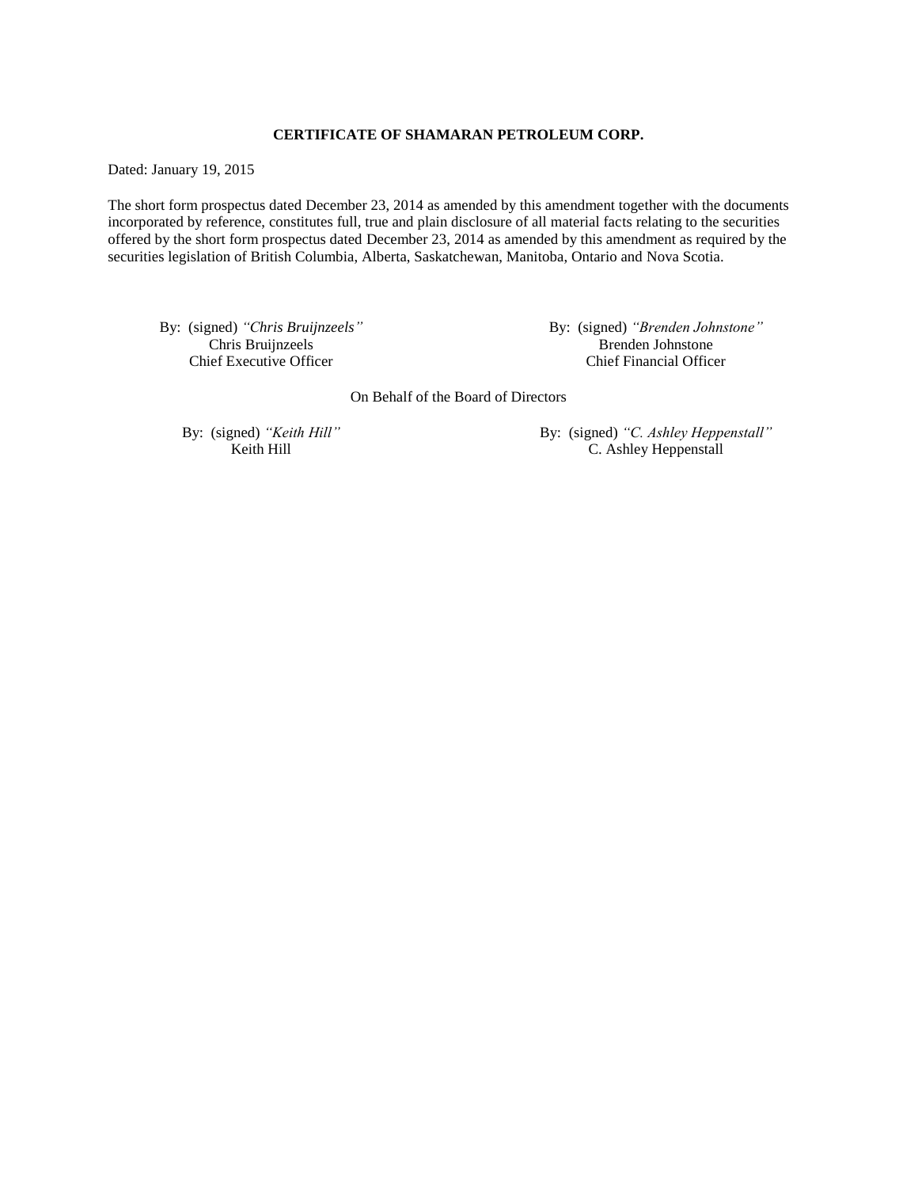**CERTIFICATE OF SHAMARAN PETROLEUM CORP.**

Dated: January 19, 2015

The short form prospectus dated December 23, 2014 as amended by this amendment together with the documents incorporated by reference, constitutes full, true and plain disclosure of all material facts relating to the securities offered by the short form prospectus dated December 23, 2014 as amended by this amendment as required by the securities legislation of British Columbia, Alberta, Saskatchewan, Manitoba, Ontario and Nova Scotia.

By: (signed) *"Chris Bruijnzeels"*
Chris Bruijnzeels
Chief Executive Officer

By: (signed) *"Brenden Johnstone"*
Brenden Johnstone
Chief Financial Officer

On Behalf of the Board of Directors

By: (signed) *"Keith Hill"*
Keith Hill

By: (signed) *"C. Ashley Heppenstall"*
C. Ashley Heppenstall